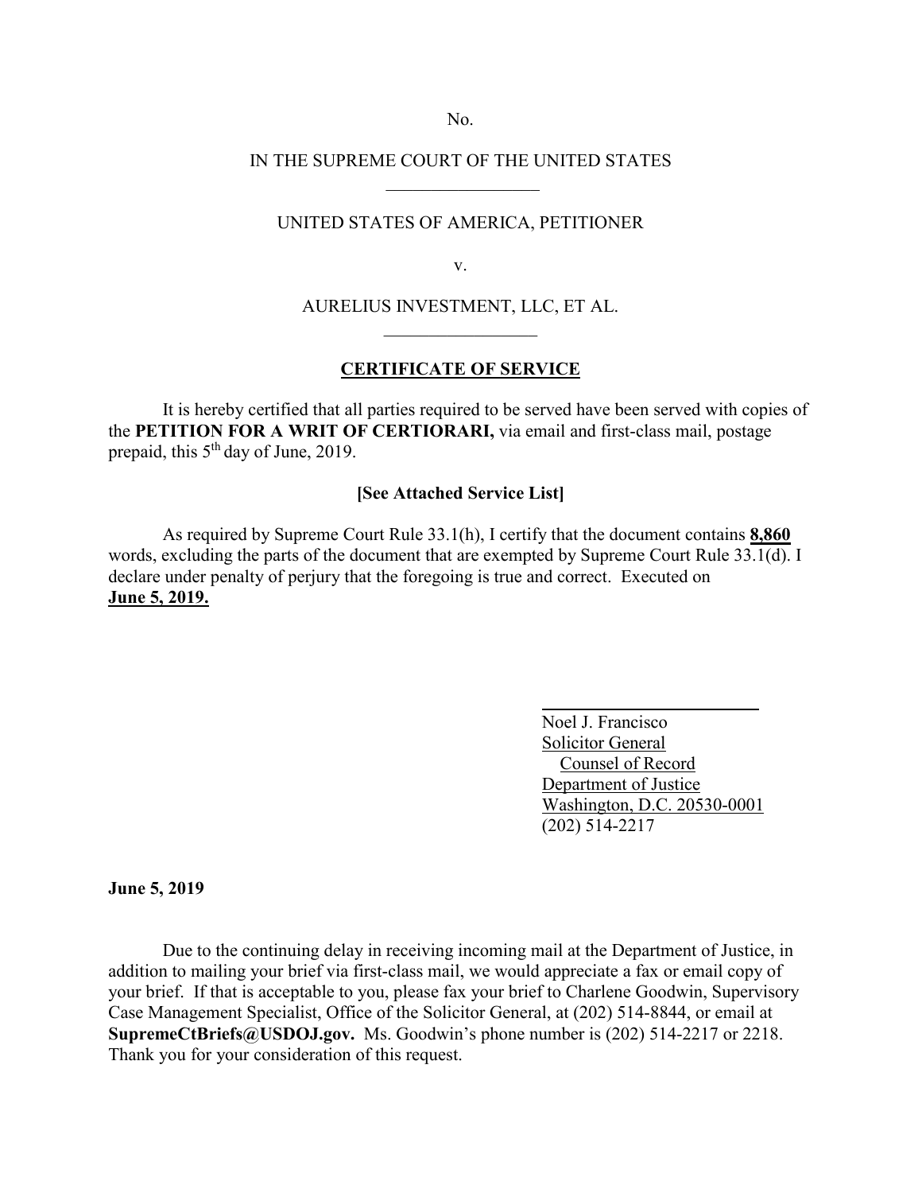No.

IN THE SUPREME COURT OF THE UNITED STATES

UNITED STATES OF AMERICA, PETITIONER

v.

AURELIUS INVESTMENT, LLC, ET AL.

## CERTIFICATE OF SERVICE

It is hereby certified that all parties required to be served have been served with copies of the **PETITION FOR A WRIT OF CERTIORARI,** via email and first-class mail, postage prepaid, this 5th day of June, 2019.

**[See Attached Service List]**

As required by Supreme Court Rule 33.1(h), I certify that the document contains **8,860** words, excluding the parts of the document that are exempted by Supreme Court Rule 33.1(d). I declare under penalty of perjury that the foregoing is true and correct. Executed on **June 5, 2019.**

Noel J. Francisco
Solicitor General
Counsel of Record
Department of Justice
Washington, D.C. 20530-0001
(202) 514-2217

**June 5, 2019**

Due to the continuing delay in receiving incoming mail at the Department of Justice, in addition to mailing your brief via first-class mail, we would appreciate a fax or email copy of your brief. If that is acceptable to you, please fax your brief to Charlene Goodwin, Supervisory Case Management Specialist, Office of the Solicitor General, at (202) 514-8844, or email at **SupremeCtBriefs@USDOJ.gov.** Ms. Goodwin's phone number is (202) 514-2217 or 2218. Thank you for your consideration of this request.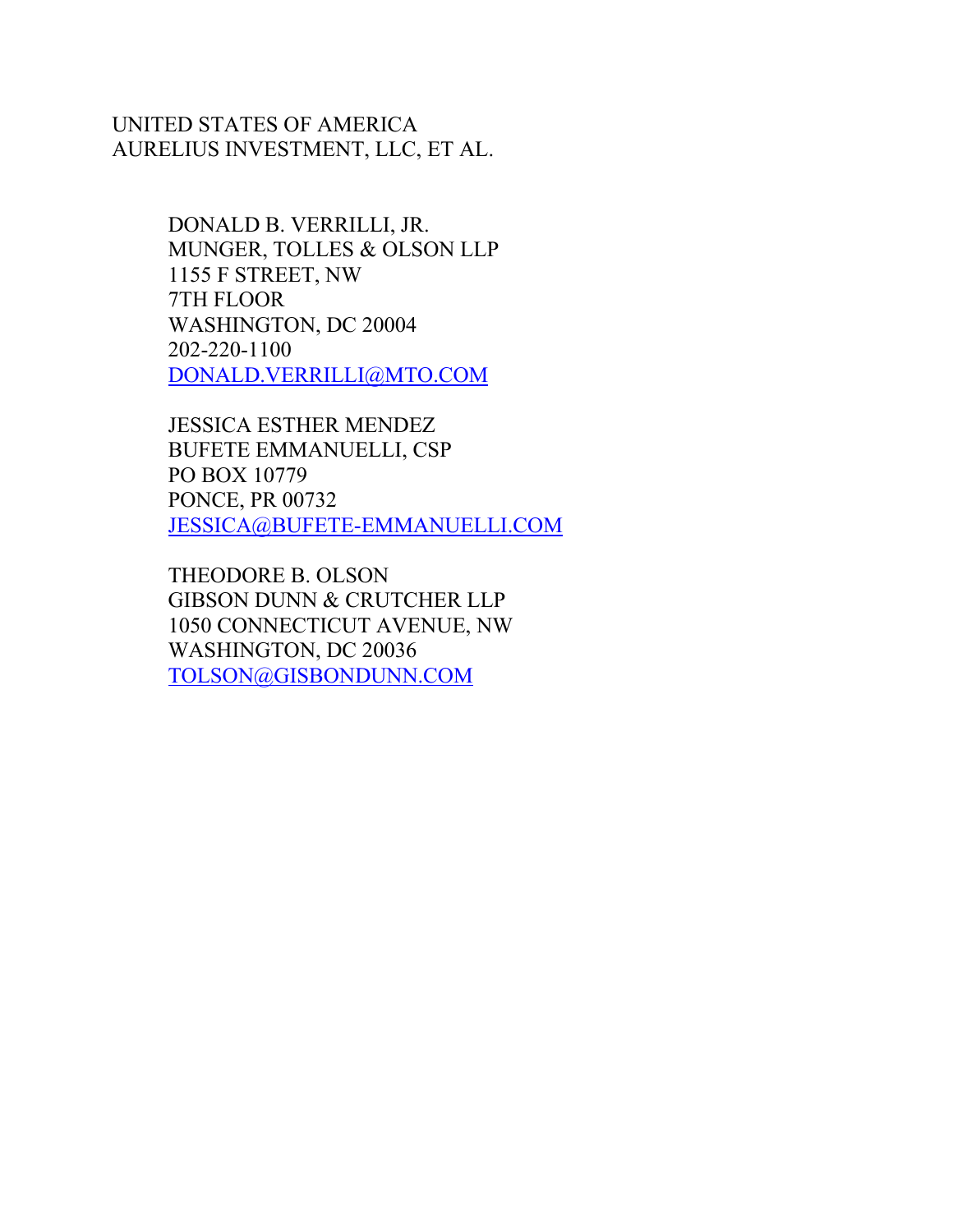UNITED STATES OF AMERICA
AURELIUS INVESTMENT, LLC, ET AL.

DONALD B. VERRILLI, JR.
MUNGER, TOLLES & OLSON LLP
1155 F STREET, NW
7TH FLOOR
WASHINGTON, DC 20004
202-220-1100
DONALD.VERRILLI@MTO.COM

JESSICA ESTHER MENDEZ
BUFETE EMMANUELLI, CSP
PO BOX 10779
PONCE, PR 00732
JESSICA@BUFETE-EMMANUELLI.COM

THEODORE B. OLSON
GIBSON DUNN & CRUTCHER LLP
1050 CONNECTICUT AVENUE, NW
WASHINGTON, DC 20036
TOLSON@GISBONDUNN.COM